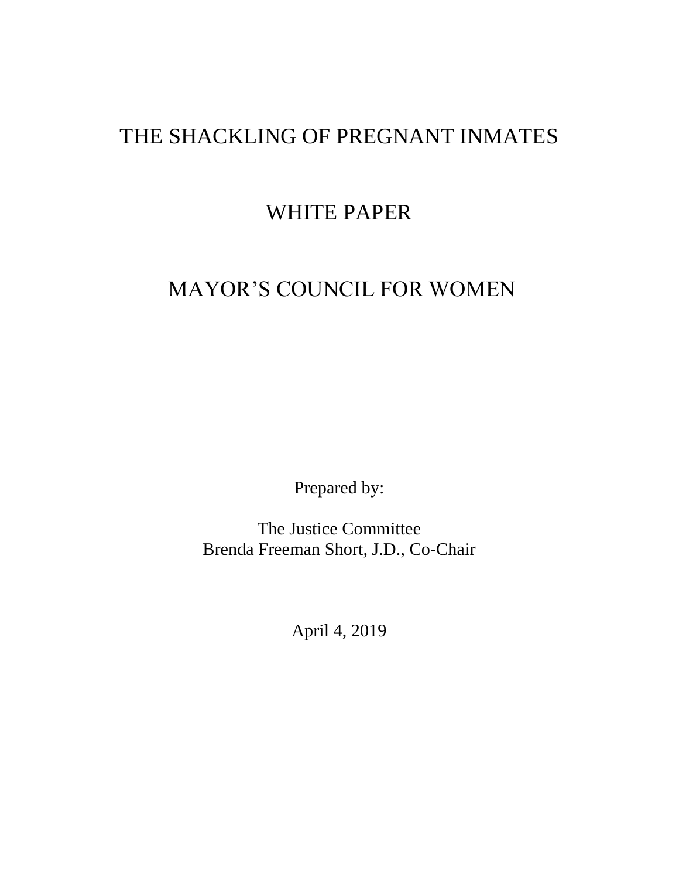# THE SHACKLING OF PREGNANT INMATES

# WHITE PAPER

# MAYOR'S COUNCIL FOR WOMEN

Prepared by:

The Justice Committee
Brenda Freeman Short, J.D., Co-Chair

April 4, 2019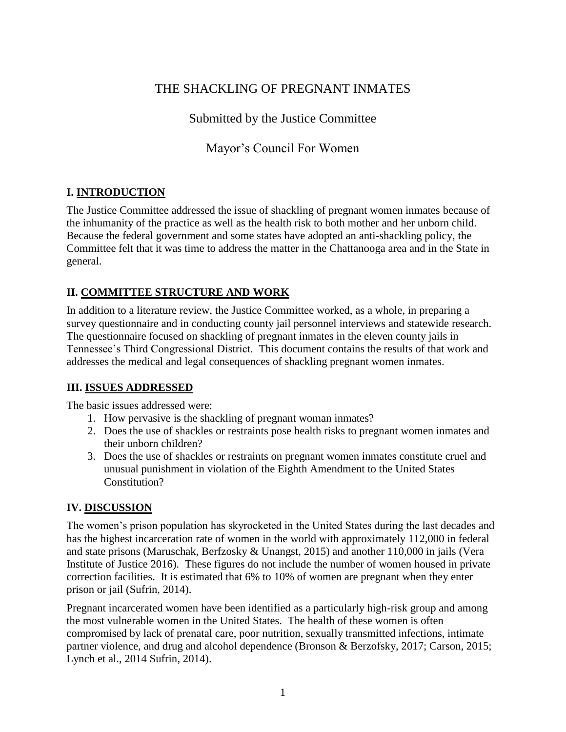# THE SHACKLING OF PREGNANT INMATES

## Submitted by the Justice Committee

## Mayor's Council For Women

### I. INTRODUCTION

The Justice Committee addressed the issue of shackling of pregnant women inmates because of the inhumanity of the practice as well as the health risk to both mother and her unborn child. Because the federal government and some states have adopted an anti-shackling policy, the Committee felt that it was time to address the matter in the Chattanooga area and in the State in general.

### II. COMMITTEE STRUCTURE AND WORK

In addition to a literature review, the Justice Committee worked, as a whole, in preparing a survey questionnaire and in conducting county jail personnel interviews and statewide research. The questionnaire focused on shackling of pregnant inmates in the eleven county jails in Tennessee's Third Congressional District. This document contains the results of that work and addresses the medical and legal consequences of shackling pregnant women inmates.

### III. ISSUES ADDRESSED

The basic issues addressed were:

1. How pervasive is the shackling of pregnant woman inmates?
2. Does the use of shackles or restraints pose health risks to pregnant women inmates and their unborn children?
3. Does the use of shackles or restraints on pregnant women inmates constitute cruel and unusual punishment in violation of the Eighth Amendment to the United States Constitution?

### IV. DISCUSSION

The women's prison population has skyrocketed in the United States during the last decades and has the highest incarceration rate of women in the world with approximately 112,000 in federal and state prisons (Maruschak, Berfzosky & Unangst, 2015) and another 110,000 in jails (Vera Institute of Justice 2016). These figures do not include the number of women housed in private correction facilities. It is estimated that 6% to 10% of women are pregnant when they enter prison or jail (Sufrin, 2014).

Pregnant incarcerated women have been identified as a particularly high-risk group and among the most vulnerable women in the United States. The health of these women is often compromised by lack of prenatal care, poor nutrition, sexually transmitted infections, intimate partner violence, and drug and alcohol dependence (Bronson & Berzofsky, 2017; Carson, 2015; Lynch et al., 2014 Sufrin, 2014).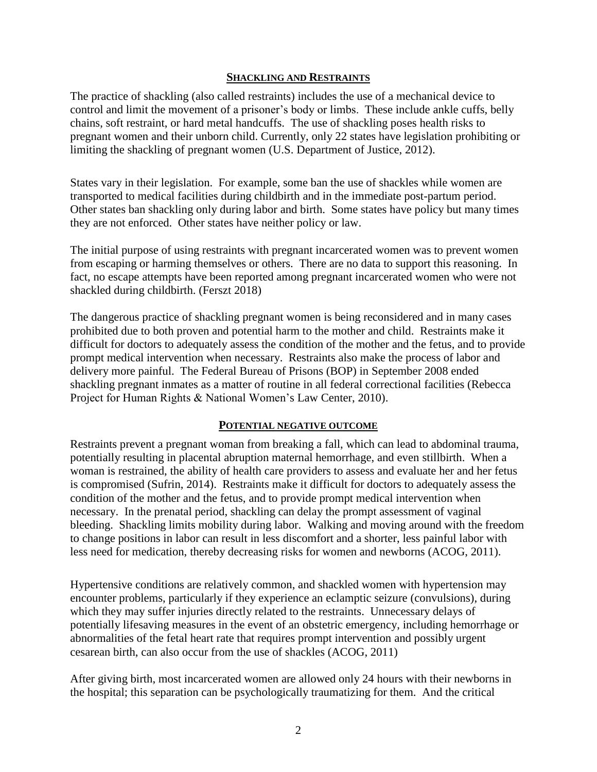## **SHACKLING AND RESTRAINTS**

The practice of shackling (also called restraints) includes the use of a mechanical device to control and limit the movement of a prisoner's body or limbs. These include ankle cuffs, belly chains, soft restraint, or hard metal handcuffs. The use of shackling poses health risks to pregnant women and their unborn child. Currently, only 22 states have legislation prohibiting or limiting the shackling of pregnant women (U.S. Department of Justice, 2012).

States vary in their legislation. For example, some ban the use of shackles while women are transported to medical facilities during childbirth and in the immediate post-partum period. Other states ban shackling only during labor and birth. Some states have policy but many times they are not enforced. Other states have neither policy or law.

The initial purpose of using restraints with pregnant incarcerated women was to prevent women from escaping or harming themselves or others. There are no data to support this reasoning. In fact, no escape attempts have been reported among pregnant incarcerated women who were not shackled during childbirth. (Ferszt 2018)

The dangerous practice of shackling pregnant women is being reconsidered and in many cases prohibited due to both proven and potential harm to the mother and child. Restraints make it difficult for doctors to adequately assess the condition of the mother and the fetus, and to provide prompt medical intervention when necessary. Restraints also make the process of labor and delivery more painful. The Federal Bureau of Prisons (BOP) in September 2008 ended shackling pregnant inmates as a matter of routine in all federal correctional facilities (Rebecca Project for Human Rights & National Women's Law Center, 2010).

## **POTENTIAL NEGATIVE OUTCOME**

Restraints prevent a pregnant woman from breaking a fall, which can lead to abdominal trauma, potentially resulting in placental abruption maternal hemorrhage, and even stillbirth. When a woman is restrained, the ability of health care providers to assess and evaluate her and her fetus is compromised (Sufrin, 2014). Restraints make it difficult for doctors to adequately assess the condition of the mother and the fetus, and to provide prompt medical intervention when necessary. In the prenatal period, shackling can delay the prompt assessment of vaginal bleeding. Shackling limits mobility during labor. Walking and moving around with the freedom to change positions in labor can result in less discomfort and a shorter, less painful labor with less need for medication, thereby decreasing risks for women and newborns (ACOG, 2011).

Hypertensive conditions are relatively common, and shackled women with hypertension may encounter problems, particularly if they experience an eclamptic seizure (convulsions), during which they may suffer injuries directly related to the restraints. Unnecessary delays of potentially lifesaving measures in the event of an obstetric emergency, including hemorrhage or abnormalities of the fetal heart rate that requires prompt intervention and possibly urgent cesarean birth, can also occur from the use of shackles (ACOG, 2011)

After giving birth, most incarcerated women are allowed only 24 hours with their newborns in the hospital; this separation can be psychologically traumatizing for them. And the critical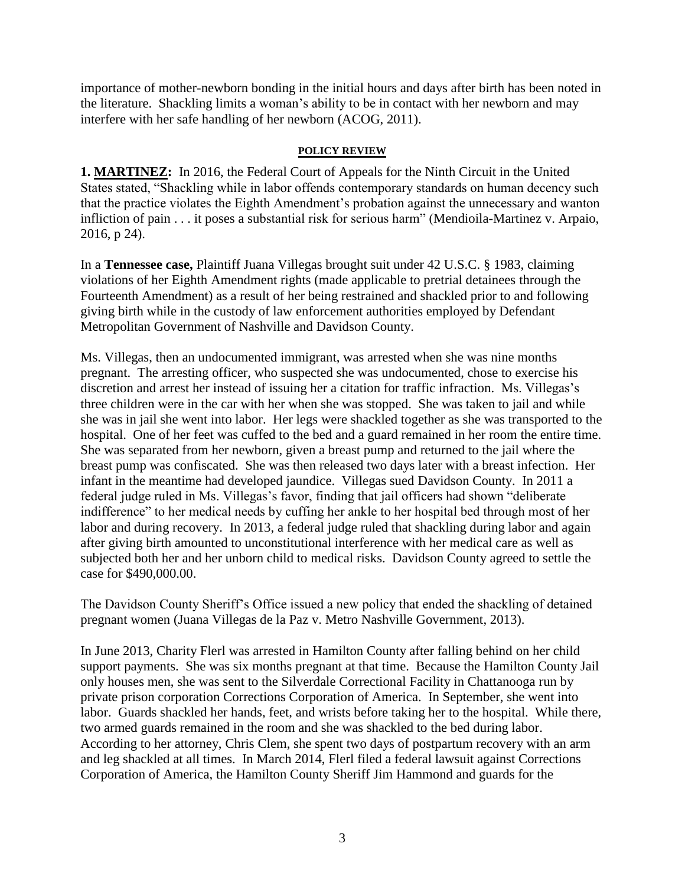importance of mother-newborn bonding in the initial hours and days after birth has been noted in the literature. Shackling limits a woman's ability to be in contact with her newborn and may interfere with her safe handling of her newborn (ACOG, 2011).

## POLICY REVIEW

**1. MARTINEZ:** In 2016, the Federal Court of Appeals for the Ninth Circuit in the United States stated, "Shackling while in labor offends contemporary standards on human decency such that the practice violates the Eighth Amendment's probation against the unnecessary and wanton infliction of pain . . . it poses a substantial risk for serious harm" (Mendioila-Martinez v. Arpaio, 2016, p 24).

In a **Tennessee case,** Plaintiff Juana Villegas brought suit under 42 U.S.C. § 1983, claiming violations of her Eighth Amendment rights (made applicable to pretrial detainees through the Fourteenth Amendment) as a result of her being restrained and shackled prior to and following giving birth while in the custody of law enforcement authorities employed by Defendant Metropolitan Government of Nashville and Davidson County.

Ms. Villegas, then an undocumented immigrant, was arrested when she was nine months pregnant. The arresting officer, who suspected she was undocumented, chose to exercise his discretion and arrest her instead of issuing her a citation for traffic infraction. Ms. Villegas's three children were in the car with her when she was stopped. She was taken to jail and while she was in jail she went into labor. Her legs were shackled together as she was transported to the hospital. One of her feet was cuffed to the bed and a guard remained in her room the entire time. She was separated from her newborn, given a breast pump and returned to the jail where the breast pump was confiscated. She was then released two days later with a breast infection. Her infant in the meantime had developed jaundice. Villegas sued Davidson County. In 2011 a federal judge ruled in Ms. Villegas's favor, finding that jail officers had shown "deliberate indifference" to her medical needs by cuffing her ankle to her hospital bed through most of her labor and during recovery. In 2013, a federal judge ruled that shackling during labor and again after giving birth amounted to unconstitutional interference with her medical care as well as subjected both her and her unborn child to medical risks. Davidson County agreed to settle the case for $490,000.00.

The Davidson County Sheriff's Office issued a new policy that ended the shackling of detained pregnant women (Juana Villegas de la Paz v. Metro Nashville Government, 2013).

In June 2013, Charity Flerl was arrested in Hamilton County after falling behind on her child support payments. She was six months pregnant at that time. Because the Hamilton County Jail only houses men, she was sent to the Silverdale Correctional Facility in Chattanooga run by private prison corporation Corrections Corporation of America. In September, she went into labor. Guards shackled her hands, feet, and wrists before taking her to the hospital. While there, two armed guards remained in the room and she was shackled to the bed during labor. According to her attorney, Chris Clem, she spent two days of postpartum recovery with an arm and leg shackled at all times. In March 2014, Flerl filed a federal lawsuit against Corrections Corporation of America, the Hamilton County Sheriff Jim Hammond and guards for the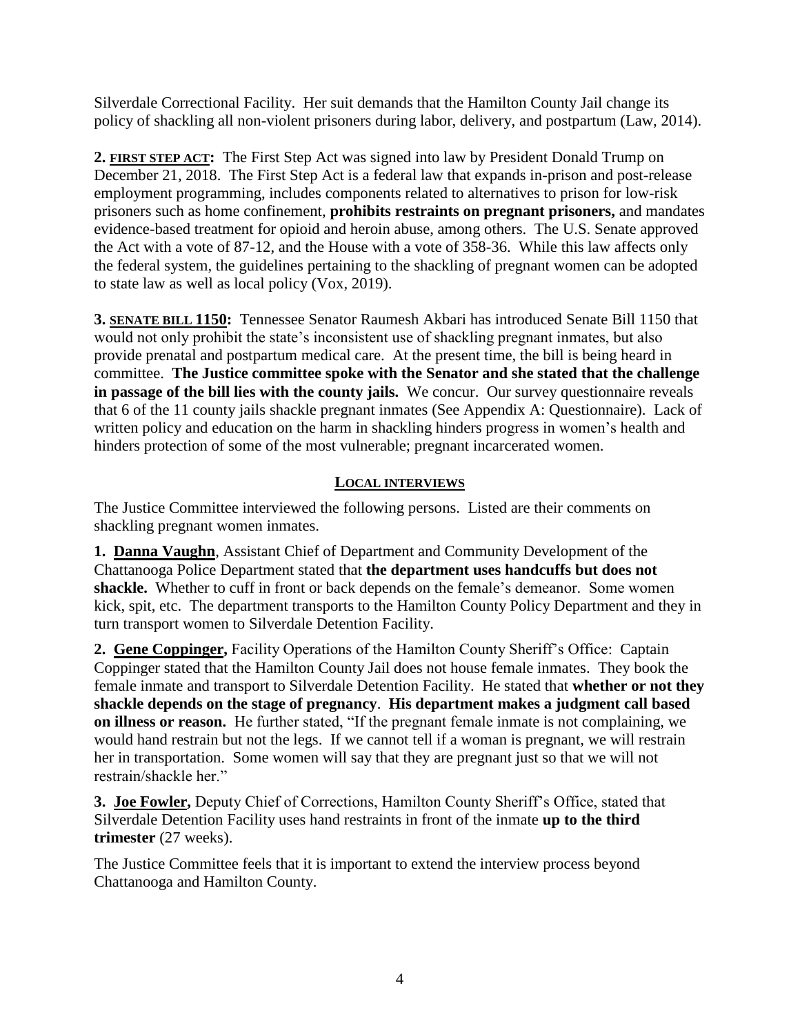Silverdale Correctional Facility. Her suit demands that the Hamilton County Jail change its policy of shackling all non-violent prisoners during labor, delivery, and postpartum (Law, 2014).

**2. FIRST STEP ACT:** The First Step Act was signed into law by President Donald Trump on December 21, 2018. The First Step Act is a federal law that expands in-prison and post-release employment programming, includes components related to alternatives to prison for low-risk prisoners such as home confinement, **prohibits restraints on pregnant prisoners,** and mandates evidence-based treatment for opioid and heroin abuse, among others. The U.S. Senate approved the Act with a vote of 87-12, and the House with a vote of 358-36. While this law affects only the federal system, the guidelines pertaining to the shackling of pregnant women can be adopted to state law as well as local policy (Vox, 2019).

**3. SENATE BILL 1150:** Tennessee Senator Raumesh Akbari has introduced Senate Bill 1150 that would not only prohibit the state's inconsistent use of shackling pregnant inmates, but also provide prenatal and postpartum medical care. At the present time, the bill is being heard in committee. **The Justice committee spoke with the Senator and she stated that the challenge in passage of the bill lies with the county jails.** We concur. Our survey questionnaire reveals that 6 of the 11 county jails shackle pregnant inmates (See Appendix A: Questionnaire). Lack of written policy and education on the harm in shackling hinders progress in women's health and hinders protection of some of the most vulnerable; pregnant incarcerated women.

## LOCAL INTERVIEWS

The Justice Committee interviewed the following persons. Listed are their comments on shackling pregnant women inmates.

**1. Danna Vaughn**, Assistant Chief of Department and Community Development of the Chattanooga Police Department stated that **the department uses handcuffs but does not shackle.** Whether to cuff in front or back depends on the female's demeanor. Some women kick, spit, etc. The department transports to the Hamilton County Policy Department and they in turn transport women to Silverdale Detention Facility.

**2. Gene Coppinger,** Facility Operations of the Hamilton County Sheriff's Office: Captain Coppinger stated that the Hamilton County Jail does not house female inmates. They book the female inmate and transport to Silverdale Detention Facility. He stated that **whether or not they shackle depends on the stage of pregnancy**. **His department makes a judgment call based on illness or reason.** He further stated, "If the pregnant female inmate is not complaining, we would hand restrain but not the legs. If we cannot tell if a woman is pregnant, we will restrain her in transportation. Some women will say that they are pregnant just so that we will not restrain/shackle her."

**3. Joe Fowler,** Deputy Chief of Corrections, Hamilton County Sheriff's Office, stated that Silverdale Detention Facility uses hand restraints in front of the inmate **up to the third trimester** (27 weeks).

The Justice Committee feels that it is important to extend the interview process beyond Chattanooga and Hamilton County.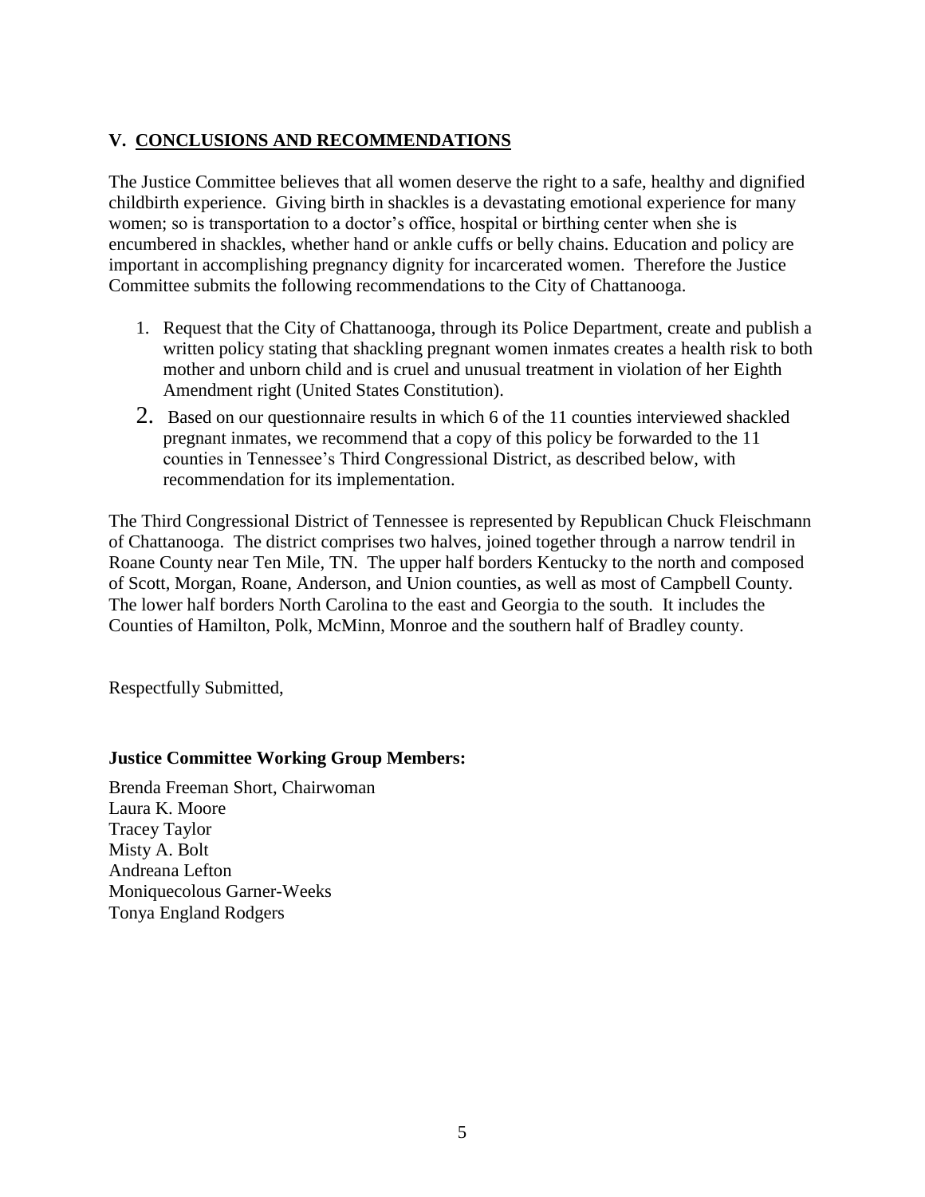## V. CONCLUSIONS AND RECOMMENDATIONS

The Justice Committee believes that all women deserve the right to a safe, healthy and dignified childbirth experience. Giving birth in shackles is a devastating emotional experience for many women; so is transportation to a doctor's office, hospital or birthing center when she is encumbered in shackles, whether hand or ankle cuffs or belly chains. Education and policy are important in accomplishing pregnancy dignity for incarcerated women. Therefore the Justice Committee submits the following recommendations to the City of Chattanooga.

1. Request that the City of Chattanooga, through its Police Department, create and publish a written policy stating that shackling pregnant women inmates creates a health risk to both mother and unborn child and is cruel and unusual treatment in violation of her Eighth Amendment right (United States Constitution).
2. Based on our questionnaire results in which 6 of the 11 counties interviewed shackled pregnant inmates, we recommend that a copy of this policy be forwarded to the 11 counties in Tennessee's Third Congressional District, as described below, with recommendation for its implementation.

The Third Congressional District of Tennessee is represented by Republican Chuck Fleischmann of Chattanooga. The district comprises two halves, joined together through a narrow tendril in Roane County near Ten Mile, TN. The upper half borders Kentucky to the north and composed of Scott, Morgan, Roane, Anderson, and Union counties, as well as most of Campbell County. The lower half borders North Carolina to the east and Georgia to the south. It includes the Counties of Hamilton, Polk, McMinn, Monroe and the southern half of Bradley county.

Respectfully Submitted,

**Justice Committee Working Group Members:**

Brenda Freeman Short, Chairwoman
Laura K. Moore
Tracey Taylor
Misty A. Bolt
Andreana Lefton
Moniquecolous Garner-Weeks
Tonya England Rodgers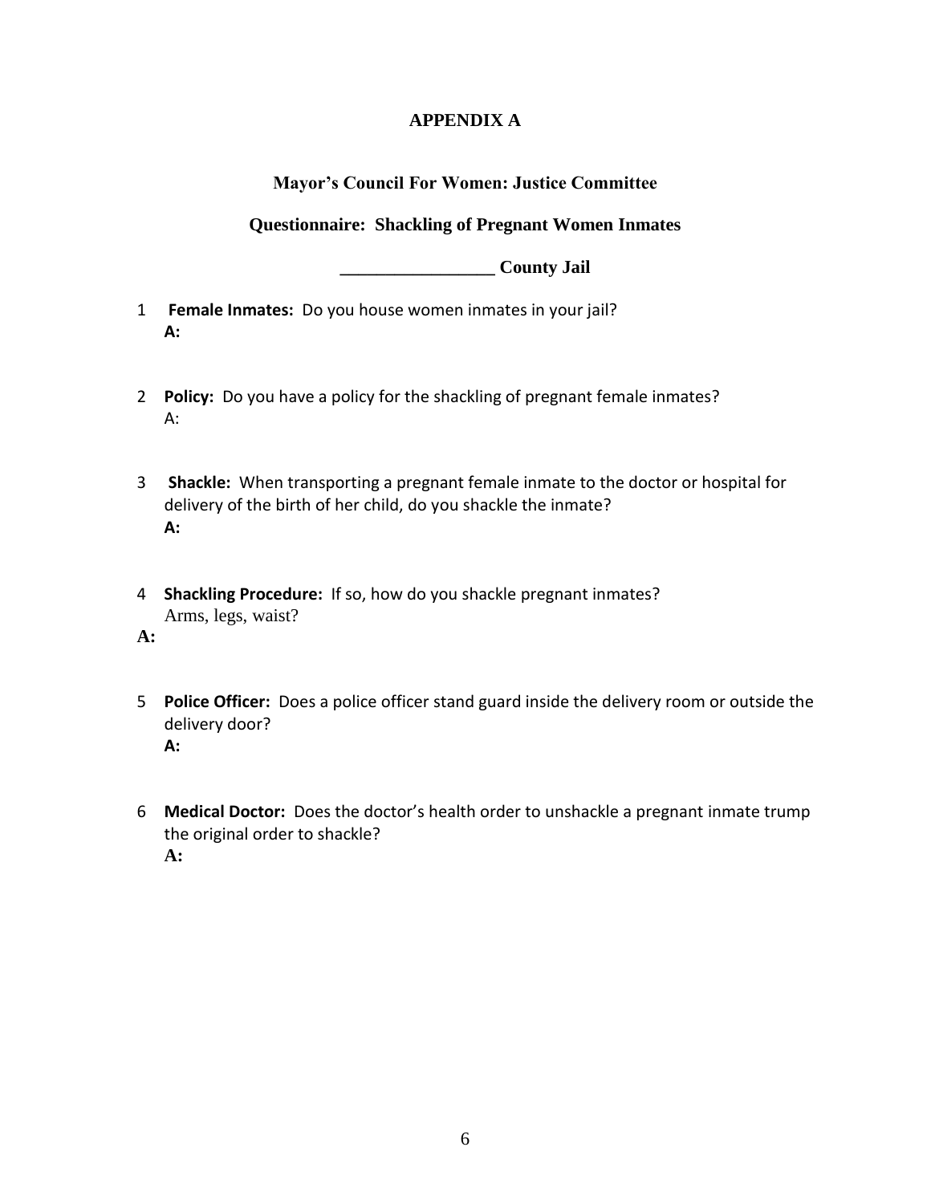# APPENDIX A

## Mayor's Council For Women: Justice Committee

## Questionnaire: Shackling of Pregnant Women Inmates

## _________________ County Jail

1. **Female Inmates:** Do you house women inmates in your jail?
   **A:**

2. **Policy:** Do you have a policy for the shackling of pregnant female inmates?
   A:

3. **Shackle:** When transporting a pregnant female inmate to the doctor or hospital for delivery of the birth of her child, do you shackle the inmate?
   **A:**

4. **Shackling Procedure:** If so, how do you shackle pregnant inmates?
   Arms, legs, waist?
   **A:**

5. **Police Officer:** Does a police officer stand guard inside the delivery room or outside the delivery door?
   **A:**

6. **Medical Doctor:** Does the doctor's health order to unshackle a pregnant inmate trump the original order to shackle?
   **A:**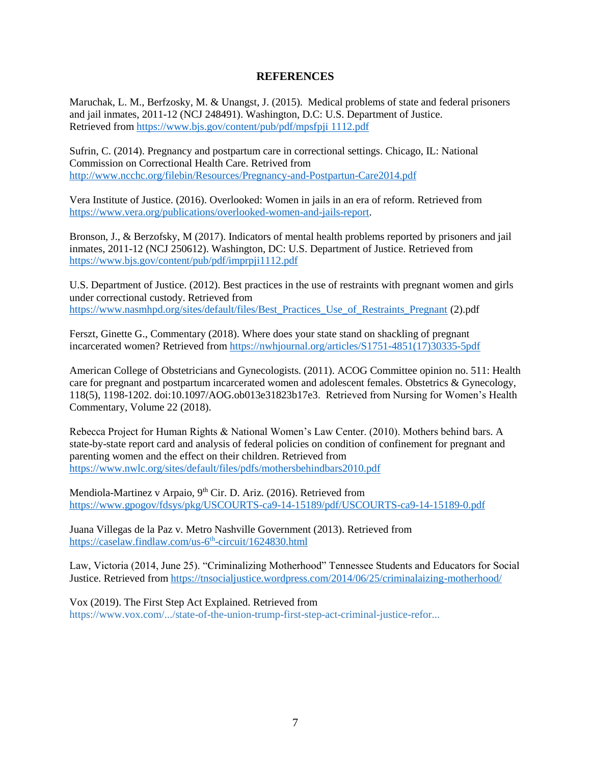# REFERENCES

Maruchak, L. M., Berfzosky, M. & Unangst, J. (2015). Medical problems of state and federal prisoners and jail inmates, 2011-12 (NCJ 248491). Washington, D.C: U.S. Department of Justice. Retrieved from https://www.bjs.gov/content/pub/pdf/mpsfpji 1112.pdf

Sufrin, C. (2014). Pregnancy and postpartum care in correctional settings. Chicago, IL: National Commission on Correctional Health Care. Retrived from http://www.ncchc.org/filebin/Resources/Pregnancy-and-Postpartun-Care2014.pdf

Vera Institute of Justice. (2016). Overlooked: Women in jails in an era of reform. Retrieved from https://www.vera.org/publications/overlooked-women-and-jails-report.

Bronson, J., & Berzofsky, M (2017). Indicators of mental health problems reported by prisoners and jail inmates, 2011-12 (NCJ 250612). Washington, DC: U.S. Department of Justice. Retrieved from https://www.bjs.gov/content/pub/pdf/imprpji1112.pdf

U.S. Department of Justice. (2012). Best practices in the use of restraints with pregnant women and girls under correctional custody. Retrieved from https://www.nasmhpd.org/sites/default/files/Best_Practices_Use_of_Restraints_Pregnant (2).pdf

Ferszt, Ginette G., Commentary (2018). Where does your state stand on shackling of pregnant incarcerated women? Retrieved from https://nwhjournal.org/articles/S1751-4851(17)30335-5pdf

American College of Obstetricians and Gynecologists. (2011). ACOG Committee opinion no. 511: Health care for pregnant and postpartum incarcerated women and adolescent females. Obstetrics & Gynecology, 118(5), 1198-1202. doi:10.1097/AOG.ob013e31823b17e3. Retrieved from Nursing for Women's Health Commentary, Volume 22 (2018).

Rebecca Project for Human Rights & National Women's Law Center. (2010). Mothers behind bars. A state-by-state report card and analysis of federal policies on condition of confinement for pregnant and parenting women and the effect on their children. Retrieved from https://www.nwlc.org/sites/default/files/pdfs/mothersbehindbars2010.pdf

Mendiola-Martinez v Arpaio, 9th Cir. D. Ariz. (2016). Retrieved from https://www.gpogov/fdsys/pkg/USCOURTS-ca9-14-15189/pdf/USCOURTS-ca9-14-15189-0.pdf

Juana Villegas de la Paz v. Metro Nashville Government (2013). Retrieved from https://caselaw.findlaw.com/us-6th-circuit/1624830.html

Law, Victoria (2014, June 25). "Criminalizing Motherhood" Tennessee Students and Educators for Social Justice. Retrieved from https://tnsocialjustice.wordpress.com/2014/06/25/criminalaizing-motherhood/

Vox (2019). The First Step Act Explained. Retrieved from https://www.vox.com/.../state-of-the-union-trump-first-step-act-criminal-justice-refor...